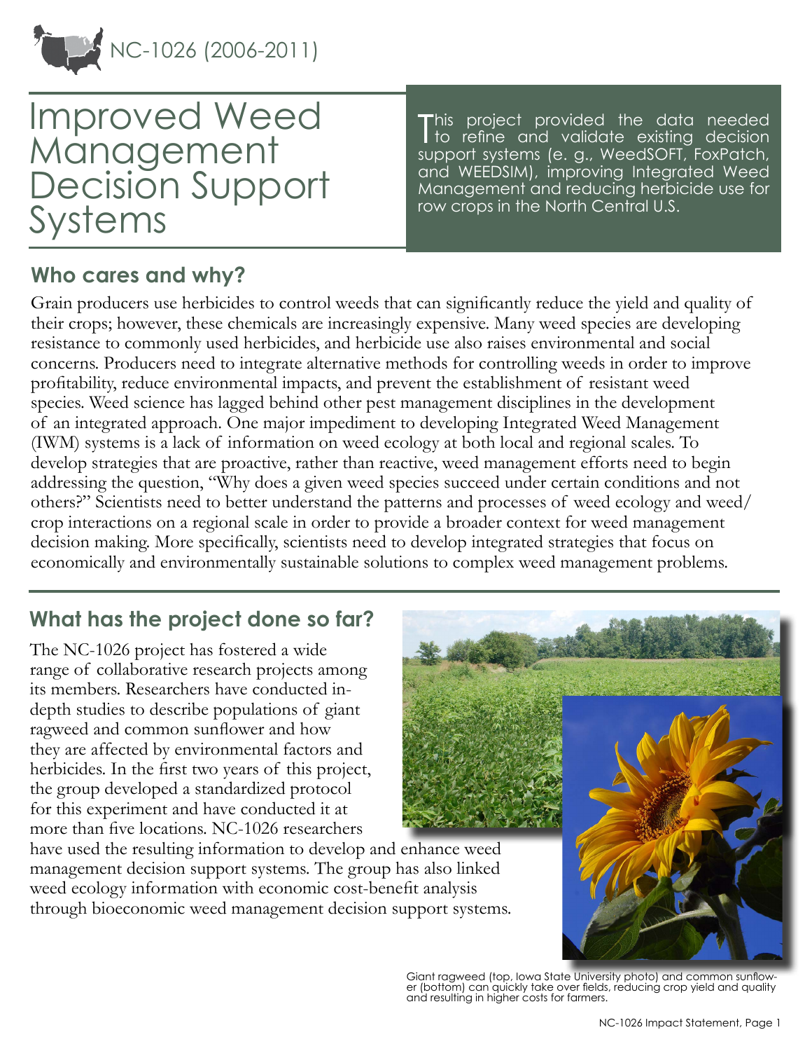NC-1026 (2006-2011)

# Improved Weed Management Decision Support Systems

This project provided the data needed to refine and validate existing decision support systems (e. g., WeedSOFT, FoxPatch, and WEEDSIM), improving Integrated Weed Management and reducing herbicide use for row crops in the North Central U.S.

## Who cares and why?

Grain producers use herbicides to control weeds that can significantly reduce the yield and quality of their crops; however, these chemicals are increasingly expensive. Many weed species are developing resistance to commonly used herbicides, and herbicide use also raises environmental and social concerns. Producers need to integrate alternative methods for controlling weeds in order to improve profitability, reduce environmental impacts, and prevent the establishment of resistant weed species. Weed science has lagged behind other pest management disciplines in the development of an integrated approach. One major impediment to developing Integrated Weed Management (IWM) systems is a lack of information on weed ecology at both local and regional scales. To develop strategies that are proactive, rather than reactive, weed management efforts need to begin addressing the question, "Why does a given weed species succeed under certain conditions and not others?" Scientists need to better understand the patterns and processes of weed ecology and weed/crop interactions on a regional scale in order to provide a broader context for weed management decision making. More specifically, scientists need to develop integrated strategies that focus on economically and environmentally sustainable solutions to complex weed management problems.

## What has the project done so far?

The NC-1026 project has fostered a wide range of collaborative research projects among its members. Researchers have conducted in-depth studies to describe populations of giant ragweed and common sunflower and how they are affected by environmental factors and herbicides. In the first two years of this project, the group developed a standardized protocol for this experiment and have conducted it at more than five locations. NC-1026 researchers have used the resulting information to develop and enhance weed management decision support systems. The group has also linked weed ecology information with economic cost-benefit analysis through bioeconomic weed management decision support systems.

Giant ragweed (top, Iowa State University photo) and common sunflower (bottom) can quickly take over fields, reducing crop yield and quality and resulting in higher costs for farmers.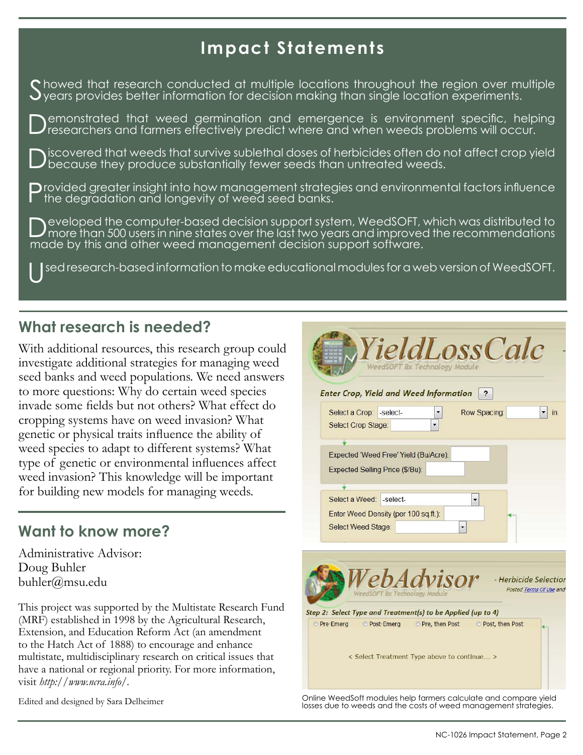## Impact Statements

Showed that research conducted at multiple locations throughout the region over multiple years provides better information for decision making than single location experiments.

Demonstrated that weed germination and emergence is environment specific, helping researchers and farmers effectively predict where and when weeds problems will occur.

Discovered that weeds that survive sublethal doses of herbicides often do not affect crop yield because they produce substantially fewer seeds than untreated weeds.

Provided greater insight into how management strategies and environmental factors influence the degradation and longevity of weed seed banks.

Developed the computer-based decision support system, WeedSOFT, which was distributed to more than 500 users in nine states over the last two years and improved the recommendations made by this and other weed management decision support software.

Used research-based information to make educational modules for a web version of WeedSOFT.

## What research is needed?

With additional resources, this research group could investigate additional strategies for managing weed seed banks and weed populations. We need answers to more questions: Why do certain weed species invade some fields but not others? What effect do cropping systems have on weed invasion? What genetic or physical traits influence the ability of weed species to adapt to different systems? What type of genetic or environmental influences affect weed invasion? This knowledge will be important for building new models for managing weeds.

## Want to know more?

Administrative Advisor:
Doug Buhler
buhler@msu.edu

This project was supported by the Multistate Research Fund (MRF) established in 1998 by the Agricultural Research, Extension, and Education Reform Act (an amendment to the Hatch Act of 1888) to encourage and enhance multistate, multidisciplinary research on critical issues that have a national or regional priority. For more information, visit *http://www.ncra.info/*.

Edited and designed by Sara Delheimer

Online WeedSoft modules help farmers calculate and compare yield losses due to weeds and the costs of weed management strategies.